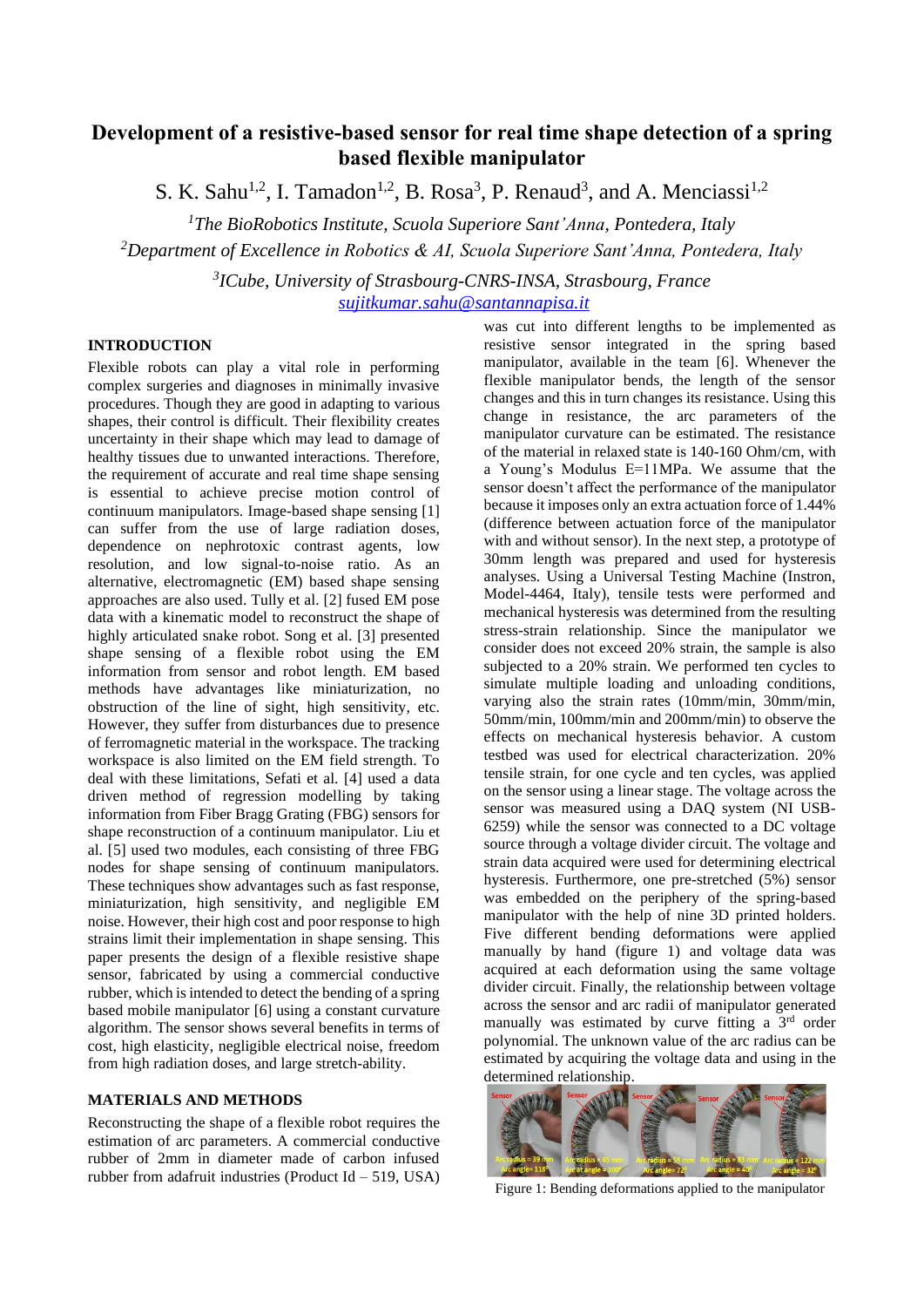# Development of a resistive-based sensor for real time shape detection of a spring based flexible manipulator

S. K. Sahu[1,2], I. Tamadon[1,2], B. Rosa[3], P. Renaud[3], and A. Menciassi[1,2]

[1]*The BioRobotics Institute, Scuola Superiore Sant'Anna, Pontedera, Italy*

[2]*Department of Excellence in Robotics & AI, Scuola Superiore Sant'Anna, Pontedera, Italy*

[3]*ICube, University of Strasbourg-CNRS-INSA, Strasbourg, France*

*sujitkumar.sahu@santannapisa.it*

## INTRODUCTION

Flexible robots can play a vital role in performing complex surgeries and diagnoses in minimally invasive procedures. Though they are good in adapting to various shapes, their control is difficult. Their flexibility creates uncertainty in their shape which may lead to damage of healthy tissues due to unwanted interactions. Therefore, the requirement of accurate and real time shape sensing is essential to achieve precise motion control of continuum manipulators. Image-based shape sensing [1] can suffer from the use of large radiation doses, dependence on nephrotoxic contrast agents, low resolution, and low signal-to-noise ratio. As an alternative, electromagnetic (EM) based shape sensing approaches are also used. Tully et al. [2] fused EM pose data with a kinematic model to reconstruct the shape of highly articulated snake robot. Song et al. [3] presented shape sensing of a flexible robot using the EM information from sensor and robot length. EM based methods have advantages like miniaturization, no obstruction of the line of sight, high sensitivity, etc. However, they suffer from disturbances due to presence of ferromagnetic material in the workspace. The tracking workspace is also limited on the EM field strength. To deal with these limitations, Sefati et al. [4] used a data driven method of regression modelling by taking information from Fiber Bragg Grating (FBG) sensors for shape reconstruction of a continuum manipulator. Liu et al. [5] used two modules, each consisting of three FBG nodes for shape sensing of continuum manipulators. These techniques show advantages such as fast response, miniaturization, high sensitivity, and negligible EM noise. However, their high cost and poor response to high strains limit their implementation in shape sensing. This paper presents the design of a flexible resistive shape sensor, fabricated by using a commercial conductive rubber, which is intended to detect the bending of a spring based mobile manipulator [6] using a constant curvature algorithm. The sensor shows several benefits in terms of cost, high elasticity, negligible electrical noise, freedom from high radiation doses, and large stretch-ability.

## MATERIALS AND METHODS

Reconstructing the shape of a flexible robot requires the estimation of arc parameters. A commercial conductive rubber of 2mm in diameter made of carbon infused rubber from adafruit industries (Product Id – 519, USA) was cut into different lengths to be implemented as resistive sensor integrated in the spring based manipulator, available in the team [6]. Whenever the flexible manipulator bends, the length of the sensor changes and this in turn changes its resistance. Using this change in resistance, the arc parameters of the manipulator curvature can be estimated. The resistance of the material in relaxed state is 140-160 Ohm/cm, with a Young's Modulus E=11MPa. We assume that the sensor doesn't affect the performance of the manipulator because it imposes only an extra actuation force of 1.44% (difference between actuation force of the manipulator with and without sensor). In the next step, a prototype of 30mm length was prepared and used for hysteresis analyses. Using a Universal Testing Machine (Instron, Model-4464, Italy), tensile tests were performed and mechanical hysteresis was determined from the resulting stress-strain relationship. Since the manipulator we consider does not exceed 20% strain, the sample is also subjected to a 20% strain. We performed ten cycles to simulate multiple loading and unloading conditions, varying also the strain rates (10mm/min, 30mm/min, 50mm/min, 100mm/min and 200mm/min) to observe the effects on mechanical hysteresis behavior. A custom testbed was used for electrical characterization. 20% tensile strain, for one cycle and ten cycles, was applied on the sensor using a linear stage. The voltage across the sensor was measured using a DAQ system (NI USB-6259) while the sensor was connected to a DC voltage source through a voltage divider circuit. The voltage and strain data acquired were used for determining electrical hysteresis. Furthermore, one pre-stretched (5%) sensor was embedded on the periphery of the spring-based manipulator with the help of nine 3D printed holders. Five different bending deformations were applied manually by hand (figure 1) and voltage data was acquired at each deformation using the same voltage divider circuit. Finally, the relationship between voltage across the sensor and arc radii of manipulator generated manually was estimated by curve fitting a 3rd order polynomial. The unknown value of the arc radius can be estimated by acquiring the voltage data and using in the determined relationship.

Figure 1: Bending deformations applied to the manipulator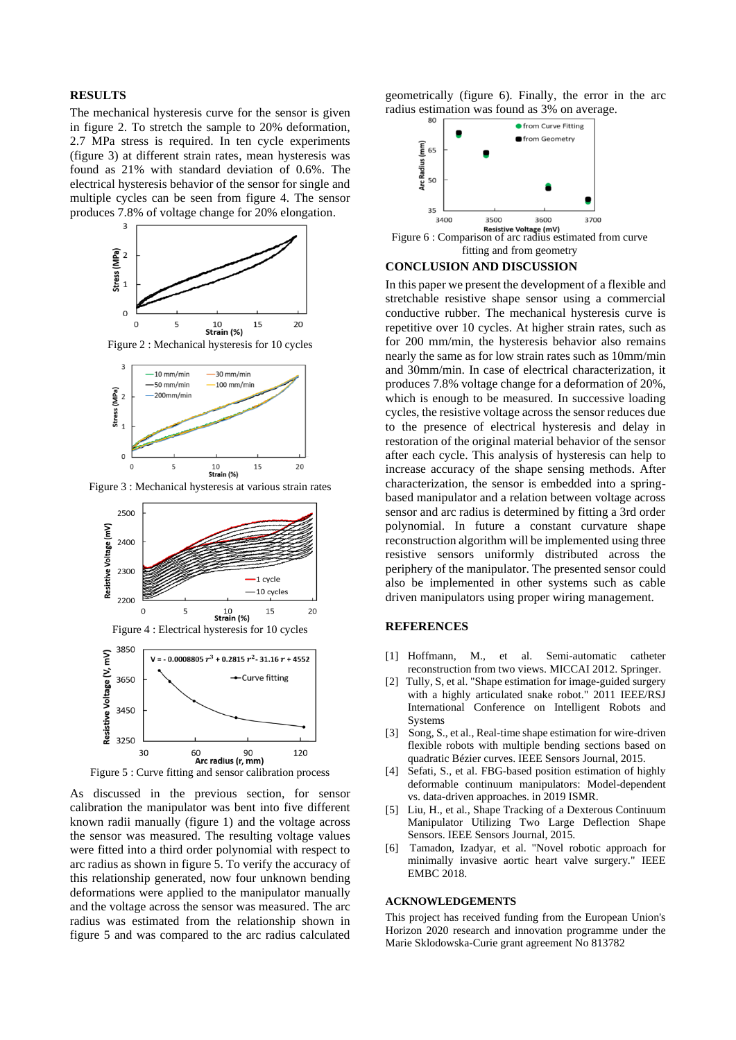## RESULTS

The mechanical hysteresis curve for the sensor is given in figure 2. To stretch the sample to 20% deformation, 2.7 MPa stress is required. In ten cycle experiments (figure 3) at different strain rates, mean hysteresis was found as 21% with standard deviation of 0.6%. The electrical hysteresis behavior of the sensor for single and multiple cycles can be seen from figure 4. The sensor produces 7.8% of voltage change for 20% elongation.

Stress (MPa)
3
2
1
0
0 5 10 15 20
Strain (%)

Figure 2 : Mechanical hysteresis for 10 cycles

Stress (MPa)
3
2
1
0
0 5 10 15 20
Strain (%)
10 mm/min
30 mm/min
50 mm/min
100 mm/min
200mm/min

Figure 3 : Mechanical hysteresis at various strain rates

Resistive Voltage (mV)
2500
2400
2300
2200
0 5 10 15 20
Strain (%)
1 cycle
10 cycles

Figure 4 : Electrical hysteresis for 10 cycles

Resistive Voltage (V, mV)
3850
3650
3450
3250
30 60 90 120
Arc radius (r, mm)
$V = -0.0008805\,r^3 + 0.2815\,r^2 - 31.16\,r + 4552$
Curve fitting

Figure 5 : Curve fitting and sensor calibration process

As discussed in the previous section, for sensor calibration the manipulator was bent into five different known radii manually (figure 1) and the voltage across the sensor was measured. The resulting voltage values were fitted into a third order polynomial with respect to arc radius as shown in figure 5. To verify the accuracy of this relationship generated, now four unknown bending deformations were applied to the manipulator manually and the voltage across the sensor was measured. The arc radius was estimated from the relationship shown in figure 5 and was compared to the arc radius calculated geometrically (figure 6). Finally, the error in the arc radius estimation was found as 3% on average.

Arc Radius (mm)
80
65
50
35
3400 3500 3600 3700
Resistive Voltage (mV)
from Curve Fitting
from Geometry

Figure 6 : Comparison of arc radius estimated from curve fitting and from geometry

## CONCLUSION AND DISCUSSION

In this paper we present the development of a flexible and stretchable resistive shape sensor using a commercial conductive rubber. The mechanical hysteresis curve is repetitive over 10 cycles. At higher strain rates, such as for 200 mm/min, the hysteresis behavior also remains nearly the same as for low strain rates such as 10mm/min and 30mm/min. In case of electrical characterization, it produces 7.8% voltage change for a deformation of 20%, which is enough to be measured. In successive loading cycles, the resistive voltage across the sensor reduces due to the presence of electrical hysteresis and delay in restoration of the original material behavior of the sensor after each cycle. This analysis of hysteresis can help to increase accuracy of the shape sensing methods. After characterization, the sensor is embedded into a spring-based manipulator and a relation between voltage across sensor and arc radius is determined by fitting a 3rd order polynomial. In future a constant curvature shape reconstruction algorithm will be implemented using three resistive sensors uniformly distributed across the periphery of the manipulator. The presented sensor could also be implemented in other systems such as cable driven manipulators using proper wiring management.

## REFERENCES

[1] Hoffmann, M., et al. Semi-automatic catheter reconstruction from two views. MICCAI 2012. Springer.

[2] Tully, S, et al. "Shape estimation for image-guided surgery with a highly articulated snake robot." 2011 IEEE/RSJ International Conference on Intelligent Robots and Systems

[3] Song, S., et al., Real-time shape estimation for wire-driven flexible robots with multiple bending sections based on quadratic Bézier curves. IEEE Sensors Journal, 2015.

[4] Sefati, S., et al. FBG-based position estimation of highly deformable continuum manipulators: Model-dependent vs. data-driven approaches. in 2019 ISMR.

[5] Liu, H., et al., Shape Tracking of a Dexterous Continuum Manipulator Utilizing Two Large Deflection Shape Sensors. IEEE Sensors Journal, 2015.

[6] Tamadon, Izadyar, et al. "Novel robotic approach for minimally invasive aortic heart valve surgery." IEEE EMBC 2018.

## ACKNOWLEDGEMENTS

This project has received funding from the European Union's Horizon 2020 research and innovation programme under the Marie Sklodowska-Curie grant agreement No 813782